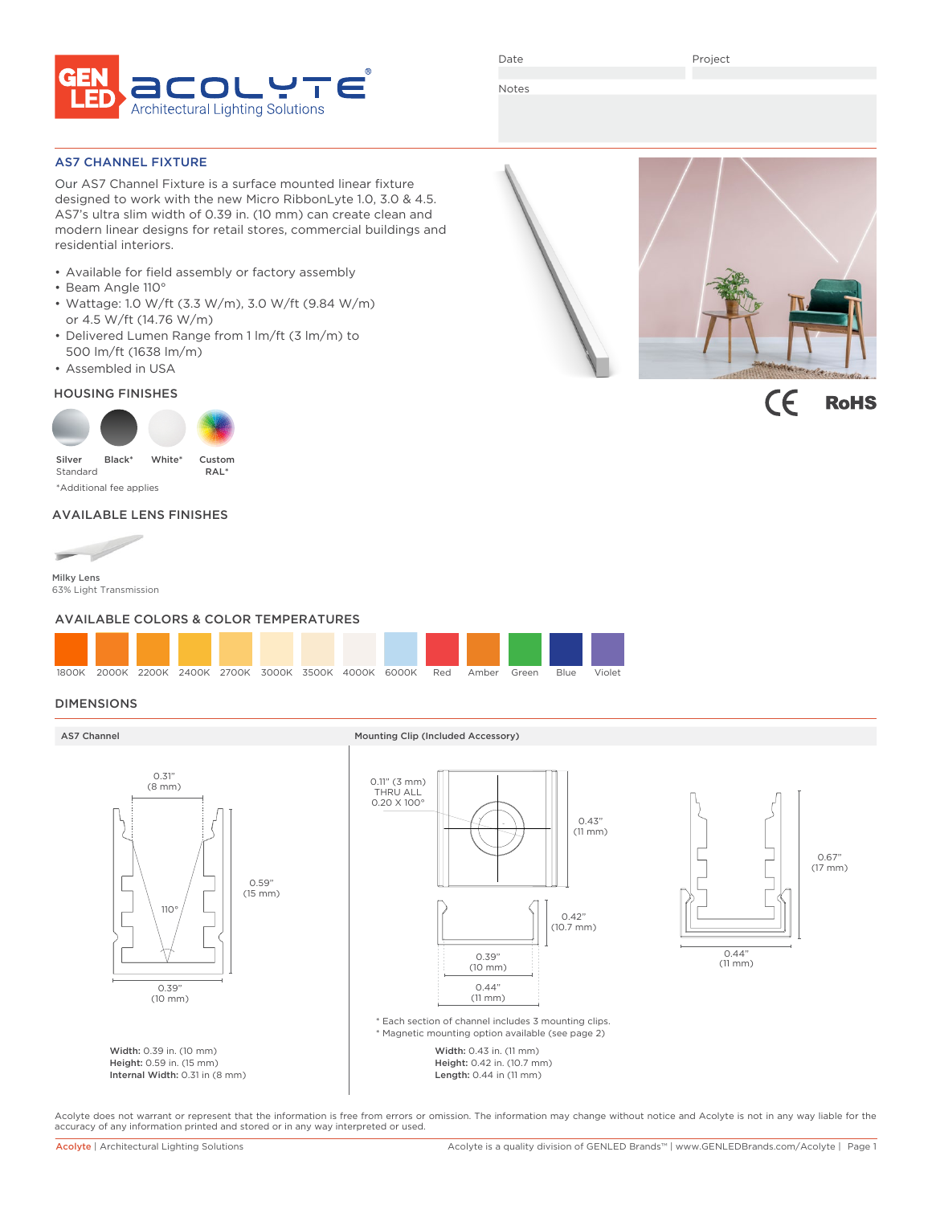GEN LED acolyte® Architectural Lighting Solutions

Date | Project

Notes

## AS7 CHANNEL FIXTURE

Our AS7 Channel Fixture is a surface mounted linear fixture designed to work with the new Micro RibbonLyte 1.0, 3.0 & 4.5. AS7's ultra slim width of 0.39 in. (10 mm) can create clean and modern linear designs for retail stores, commercial buildings and residential interiors.

- Available for field assembly or factory assembly
- Beam Angle 110°
- Wattage: 1.0 W/ft (3.3 W/m), 3.0 W/ft (9.84 W/m) or 4.5 W/ft (14.76 W/m)
- Delivered Lumen Range from 1 lm/ft (3 lm/m) to 500 lm/ft (1638 lm/m)
- Assembled in USA

CE RoHS

### HOUSING FINISHES

Silver Standard | Black* | White* | Custom RAL*

*Additional fee applies

### AVAILABLE LENS FINISHES

Milky Lens
63% Light Transmission

### AVAILABLE COLORS & COLOR TEMPERATURES

1800K | 2000K | 2200K | 2400K | 2700K | 3000K | 3500K | 4000K | 6000K | Red | Amber | Green | Blue | Violet

### DIMENSIONS

**AS7 Channel**

0.31" (8 mm)
0.59" (15 mm)
110°
0.39" (10 mm)

**Width:** 0.39 in. (10 mm)
**Height:** 0.59 in. (15 mm)
**Internal Width:** 0.31 in (8 mm)

**Mounting Clip (Included Accessory)**

0.11" (3 mm) THRU ALL 0.20 X 100°
0.43" (11 mm)
0.42" (10.7 mm)
0.39" (10 mm)
0.44" (11 mm)
0.67" (17 mm)
0.44" (11 mm)

* Each section of channel includes 3 mounting clips.
* Magnetic mounting option available (see page 2)

**Width:** 0.43 in. (11 mm)
**Height:** 0.42 in. (10.7 mm)
**Length:** 0.44 in (11 mm)

Acolyte does not warrant or represent that the information is free from errors or omission. The information may change without notice and Acolyte is not in any way liable for the accuracy of any information printed and stored or in any way interpreted or used.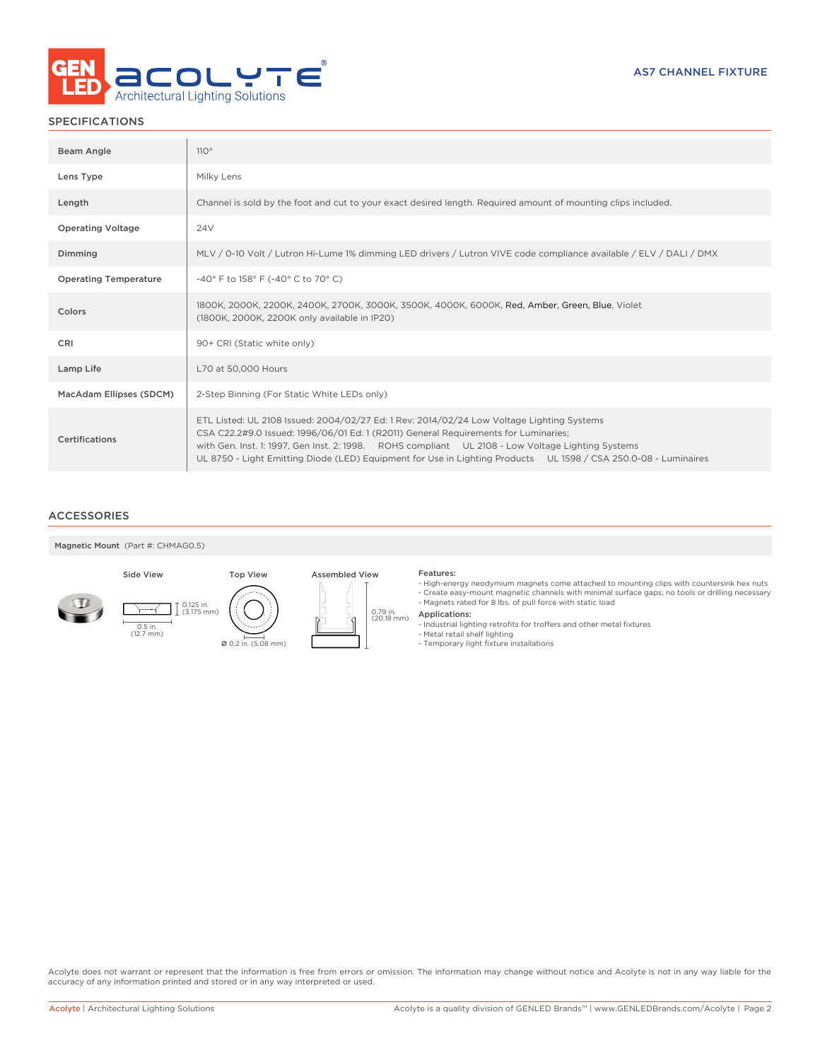AS7 CHANNEL FIXTURE

## SPECIFICATIONS

| | |
|---|---|
| Beam Angle | 110° |
| Lens Type | Milky Lens |
| Length | Channel is sold by the foot and cut to your exact desired length. Required amount of mounting clips included. |
| Operating Voltage | 24V |
| Dimming | MLV / 0-10 Volt / Lutron Hi-Lume 1% dimming LED drivers / Lutron VIVE code compliance available / ELV / DALI / DMX |
| Operating Temperature | -40° F to 158° F (-40° C to 70° C) |
| Colors | 1800K, 2000K, 2200K, 2400K, 2700K, 3000K, 3500K, 4000K, 6000K, Red, Amber, Green, Blue, Violet (1800K, 2000K, 2200K only available in IP20) |
| CRI | 90+ CRI (Static white only) |
| Lamp Life | L70 at 50,000 Hours |
| MacAdam Ellipses (SDCM) | 2-Step Binning (For Static White LEDs only) |
| Certifications | ETL Listed: UL 2108 Issued: 2004/02/27 Ed: 1 Rev: 2014/02/24 Low Voltage Lighting Systems CSA C22.2#9.0 Issued: 1996/06/01 Ed: 1 (R2011) General Requirements for Luminaries; with Gen. Inst. 1: 1997, Gen Inst. 2: 1998. ROHS compliant UL 2108 - Low Voltage Lighting Systems UL 8750 - Light Emitting Diode (LED) Equipment for Use in Lighting Products UL 1598 / CSA 250.0-08 - Luminaires |

## ACCESSORIES

**Magnetic Mount** (Part #: CHMAG0.5)

Side View: 0.125 in. (3.175 mm); 0.5 in. (12.7 mm)

Top View: Ø 0.2 in. (5.08 mm)

Assembled View: 0.79 in. (20.18 mm)

**Features:**
- High-energy neodymium magnets come attached to mounting clips with countersink hex nuts
- Create easy-mount magnetic channels with minimal surface gaps; no tools or drilling necessary
- Magnets rated for 8 lbs. of pull force with static load

**Applications:**
- Industrial lighting retrofits for troffers and other metal fixtures
- Metal retail shelf lighting
- Temporary light fixture installations

Acolyte does not warrant or represent that the information is free from errors or omission. The information may change without notice and Acolyte is not in any way liable for the accuracy of any information printed and stored or in any way interpreted or used.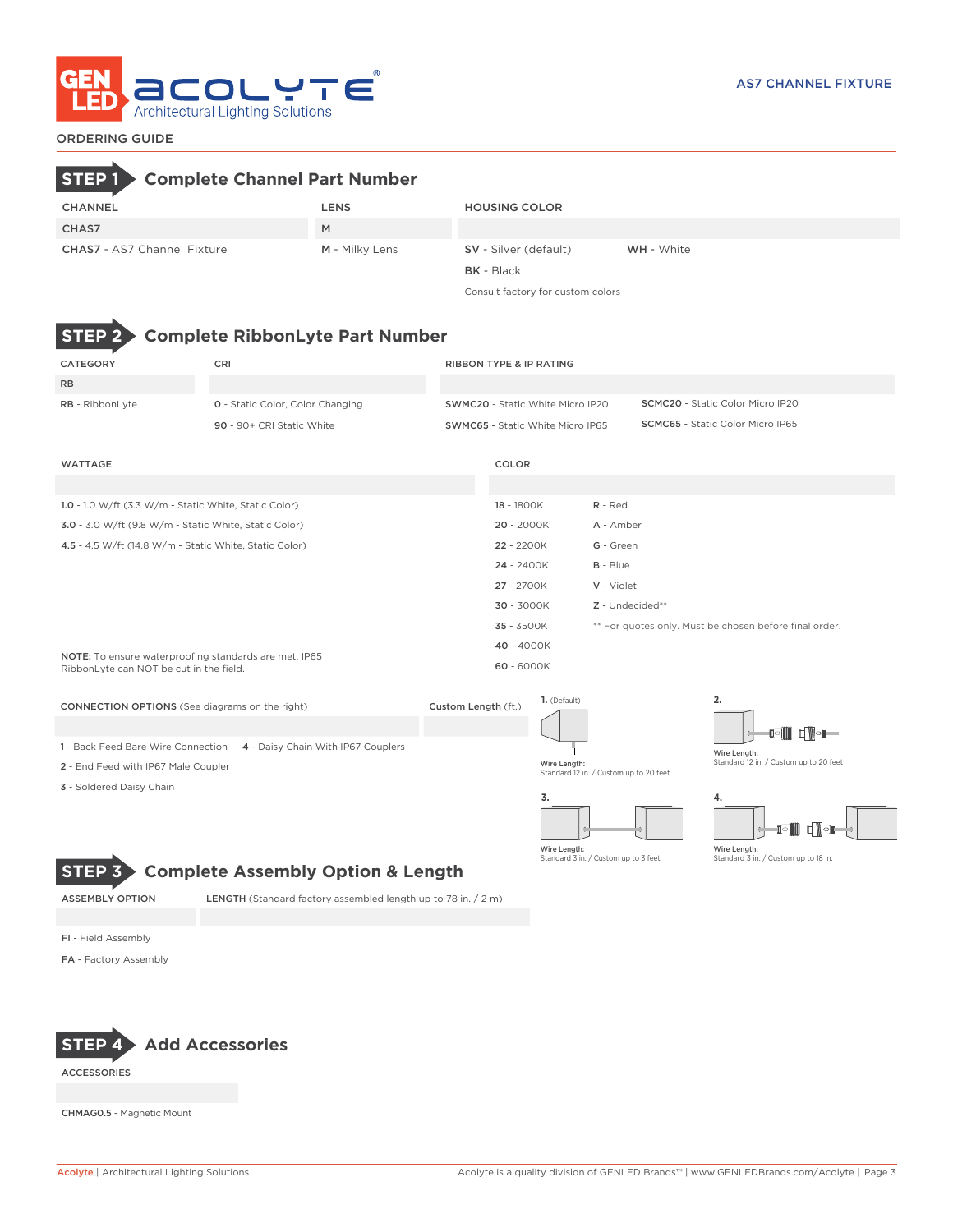AS7 CHANNEL FIXTURE

ORDERING GUIDE

## STEP 1 Complete Channel Part Number

| CHANNEL | LENS | HOUSING COLOR | |
|---|---|---|---|
| CHAS7 | M | | |
| **CHAS7** - AS7 Channel Fixture | **M** - Milky Lens | **SV** - Silver (default) | **WH** - White |
| | | **BK** - Black | |
| | | Consult factory for custom colors | |

## STEP 2 Complete RibbonLyte Part Number

| CATEGORY | CRI | RIBBON TYPE & IP RATING | |
|---|---|---|---|
| RB | | | |
| **RB** - RibbonLyte | **0** - Static Color, Color Changing | **SWMC20** - Static White Micro IP20 | **SCMC20** - Static Color Micro IP20 |
| | **90** - 90+ CRI Static White | **SWMC65** - Static White Micro IP65 | **SCMC65** - Static Color Micro IP65 |

| WATTAGE | COLOR | |
|---|---|---|
| **1.0** - 1.0 W/ft (3.3 W/m - Static White, Static Color) | **18** - 1800K | **R** - Red |
| **3.0** - 3.0 W/ft (9.8 W/m - Static White, Static Color) | **20** - 2000K | **A** - Amber |
| **4.5** - 4.5 W/ft (14.8 W/m - Static White, Static Color) | **22** - 2200K | **G** - Green |
| | **24** - 2400K | **B** - Blue |
| | **27** - 2700K | **V** - Violet |
| | **30** - 3000K | **Z** - Undecided** |
| | **35** - 3500K | ** For quotes only. Must be chosen before final order. |
| | **40** - 4000K | |
| | **60** - 6000K | |

**NOTE:** To ensure waterproofing standards are met, IP65 RibbonLyte can NOT be cut in the field.

| CONNECTION OPTIONS (See diagrams on the right) | | Custom Length (ft.) |
|---|---|---|
| | | |
| 1 - Back Feed Bare Wire Connection | 4 - Daisy Chain With IP67 Couplers | |
| 2 - End Feed with IP67 Male Coupler | | |
| 3 - Soldered Daisy Chain | | |

**1.** (Default)
Wire Length:
Standard 12 in. / Custom up to 20 feet

**2.**
Wire Length:
Standard 12 in. / Custom up to 20 feet

**3.**
Wire Length:
Standard 3 in. / Custom up to 3 feet

**4.**
Wire Length:
Standard 3 in. / Custom up to 18 in.

## STEP 3 Complete Assembly Option & Length

| ASSEMBLY OPTION | LENGTH (Standard factory assembled length up to 78 in. / 2 m) |
|---|---|
| | |
| **FI** - Field Assembly | |
| **FA** - Factory Assembly | |

## STEP 4 Add Accessories

| ACCESSORIES |
|---|
| |
| **CHMAG0.5** - Magnetic Mount |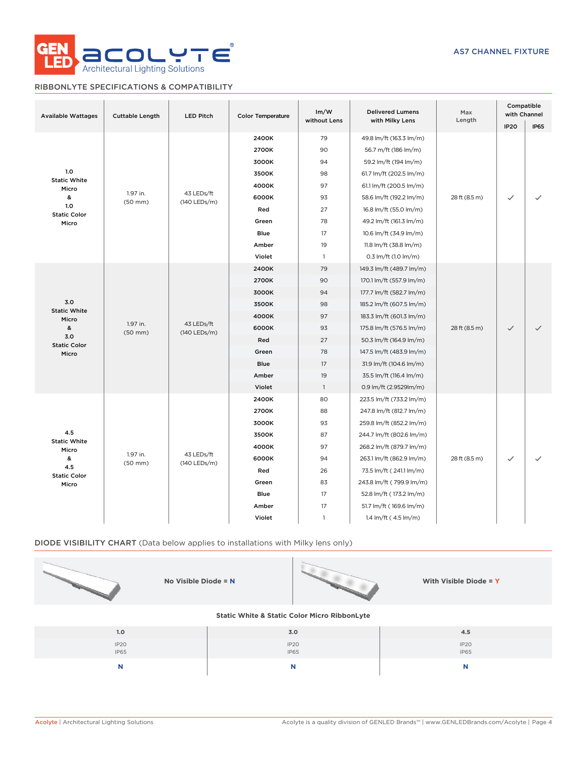AS7 CHANNEL FIXTURE

## RIBBONLYTE SPECIFICATIONS & COMPATIBILITY

| Available Wattages | Cuttable Length | LED Pitch | Color Temperature | lm/W without Lens | Delivered Lumens with Milky Lens | Max Length | Compatible with Channel | |
|---|---|---|---|---|---|---|---|---|
| | | | | | | | IP20 | IP65 |
| 1.0 Static White Micro & 1.0 Static Color Micro | 1.97 in. (50 mm) | 43 LEDs/ft (140 LEDs/m) | 2400K | 79 | 49.8 lm/ft (163.3 lm/m) | 28 ft (8.5 m) | ✓ | ✓ |
| | | | 2700K | 90 | 56.7 m/ft (186 lm/m) | | | |
| | | | 3000K | 94 | 59.2 lm/ft (194 lm/m) | | | |
| | | | 3500K | 98 | 61.7 lm/ft (202.5 lm/m) | | | |
| | | | 4000K | 97 | 61.1 lm/ft (200.5 lm/m) | | | |
| | | | 6000K | 93 | 58.6 lm/ft (192.2 lm/m) | | | |
| | | | Red | 27 | 16.8 lm/ft (55.0 lm/m) | | | |
| | | | Green | 78 | 49.2 lm/ft (161.3 lm/m) | | | |
| | | | Blue | 17 | 10.6 lm/ft (34.9 lm/m) | | | |
| | | | Amber | 19 | 11.8 lm/ft (38.8 lm/m) | | | |
| | | | Violet | 1 | 0.3 lm/ft (1.0 lm/m) | | | |
| 3.0 Static White Micro & 3.0 Static Color Micro | 1.97 in. (50 mm) | 43 LEDs/ft (140 LEDs/m) | 2400K | 79 | 149.3 lm/ft (489.7 lm/m) | 28 ft (8.5 m) | ✓ | ✓ |
| | | | 2700K | 90 | 170.1 lm/ft (557.9 lm/m) | | | |
| | | | 3000K | 94 | 177.7 lm/ft (582.7 lm/m) | | | |
| | | | 3500K | 98 | 185.2 lm/ft (607.5 lm/m) | | | |
| | | | 4000K | 97 | 183.3 lm/ft (601.3 lm/m) | | | |
| | | | 6000K | 93 | 175.8 lm/ft (576.5 lm/m) | | | |
| | | | Red | 27 | 50.3 lm/ft (164.9 lm/m) | | | |
| | | | Green | 78 | 147.5 lm/ft (483.9 lm/m) | | | |
| | | | Blue | 17 | 31.9 lm/ft (104.6 lm/m) | | | |
| | | | Amber | 19 | 35.5 lm/ft (116.4 lm/m) | | | |
| | | | Violet | 1 | 0.9 lm/ft (2.9529lm/m) | | | |
| 4.5 Static White Micro & 4.5 Static Color Micro | 1.97 in. (50 mm) | 43 LEDs/ft (140 LEDs/m) | 2400K | 80 | 223.5 lm/ft (733.2 lm/m) | 28 ft (8.5 m) | ✓ | ✓ |
| | | | 2700K | 88 | 247.8 lm/ft (812.7 lm/m) | | | |
| | | | 3000K | 93 | 259.8 lm/ft (852.2 lm/m) | | | |
| | | | 3500K | 87 | 244.7 lm/ft (802.6 lm/m) | | | |
| | | | 4000K | 97 | 268.2 lm/ft (879.7 lm/m) | | | |
| | | | 6000K | 94 | 263.1 lm/ft (862.9 lm/m) | | | |
| | | | Red | 26 | 73.5 lm/ft ( 241.1 lm/m) | | | |
| | | | Green | 83 | 243.8 lm/ft ( 799.9 lm/m) | | | |
| | | | Blue | 17 | 52.8 lm/ft ( 173.2 lm/m) | | | |
| | | | Amber | 17 | 51.7 lm/ft ( 169.6 lm/m) | | | |
| | | | Violet | 1 | 1.4 lm/ft ( 4.5 lm/m) | | | |

## DIODE VISIBILITY CHART (Data below applies to installations with Milky lens only)

**No Visible Diode = N** | **With Visible Diode = Y**

**Static White & Static Color Micro RibbonLyte**

| 1.0 | 3.0 | 4.5 |
|---|---|---|
| IP20 IP65 | IP20 IP65 | IP20 IP65 |
| N | N | N |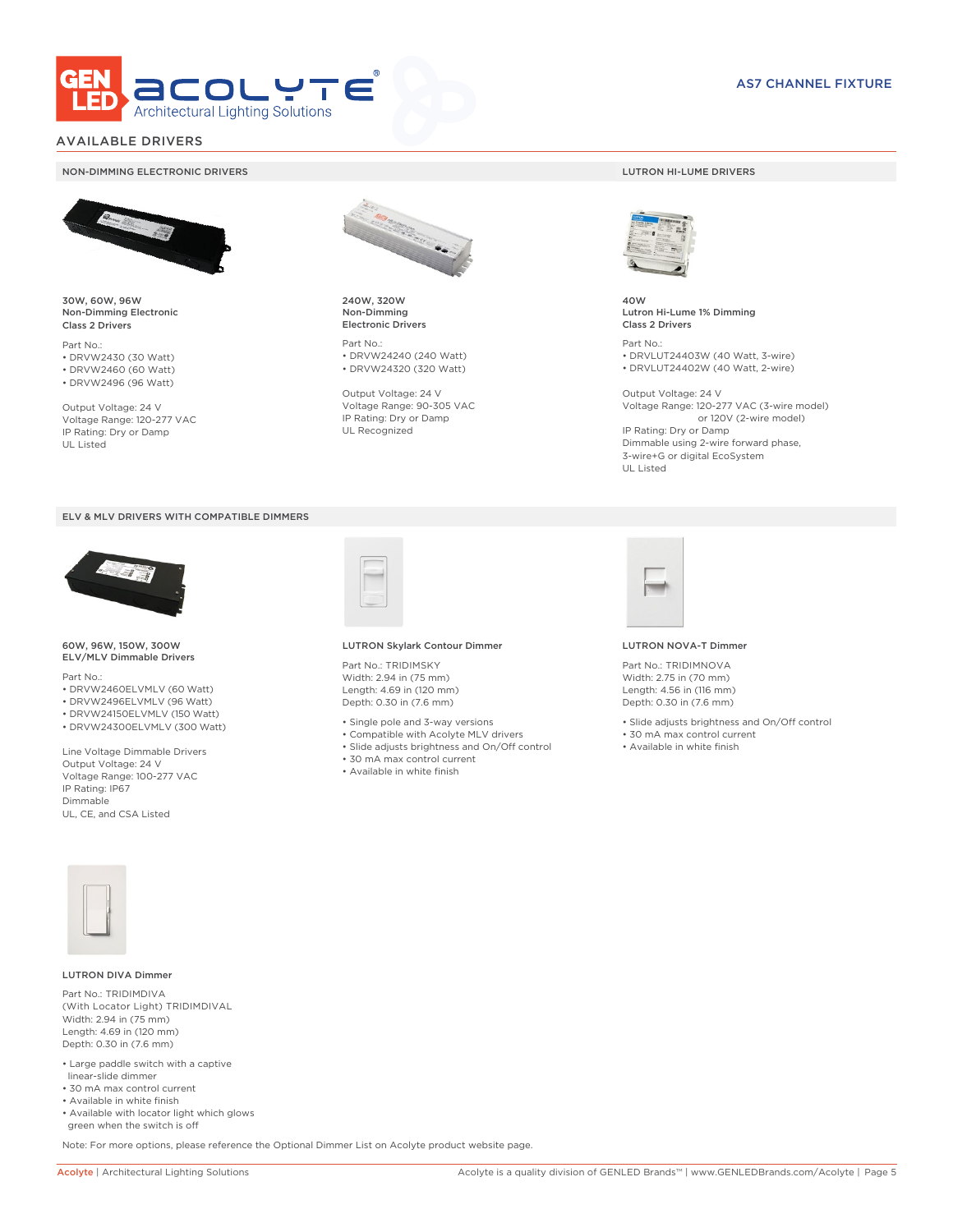## AVAILABLE DRIVERS

### NON-DIMMING ELECTRONIC DRIVERS

**30W, 60W, 96W**
**Non-Dimming Electronic**
**Class 2 Drivers**

Part No.:
- DRVW2430 (30 Watt)
- DRVW2460 (60 Watt)
- DRVW2496 (96 Watt)

Output Voltage: 24 V
Voltage Range: 120-277 VAC
IP Rating: Dry or Damp
UL Listed

**240W, 320W**
**Non-Dimming**
**Electronic Drivers**

Part No.:
- DRVW24240 (240 Watt)
- DRVW24320 (320 Watt)

Output Voltage: 24 V
Voltage Range: 90-305 VAC
IP Rating: Dry or Damp
UL Recognized

### LUTRON HI-LUME DRIVERS

**40W**
**Lutron Hi-Lume 1% Dimming**
**Class 2 Drivers**

Part No.:
- DRVLUT24403W (40 Watt, 3-wire)
- DRVLUT24402W (40 Watt, 2-wire)

Output Voltage: 24 V
Voltage Range: 120-277 VAC (3-wire model)
or 120V (2-wire model)
IP Rating: Dry or Damp
Dimmable using 2-wire forward phase,
3-wire+G or digital EcoSystem
UL Listed

### ELV & MLV DRIVERS WITH COMPATIBLE DIMMERS

**60W, 96W, 150W, 300W**
**ELV/MLV Dimmable Drivers**

Part No.:
- DRVW2460ELVMLV (60 Watt)
- DRVW2496ELVMLV (96 Watt)
- DRVW24150ELVMLV (150 Watt)
- DRVW24300ELVMLV (300 Watt)

Line Voltage Dimmable Drivers
Output Voltage: 24 V
Voltage Range: 100-277 VAC
IP Rating: IP67
Dimmable
UL, CE, and CSA Listed

**LUTRON Skylark Contour Dimmer**

Part No.: TRIDIMSKY
Width: 2.94 in (75 mm)
Length: 4.69 in (120 mm)
Depth: 0.30 in (7.6 mm)

- Single pole and 3-way versions
- Compatible with Acolyte MLV drivers
- Slide adjusts brightness and On/Off control
- 30 mA max control current
- Available in white finish

**LUTRON NOVA-T Dimmer**

Part No.: TRIDIMNOVA
Width: 2.75 in (70 mm)
Length: 4.56 in (116 mm)
Depth: 0.30 in (7.6 mm)

- Slide adjusts brightness and On/Off control
- 30 mA max control current
- Available in white finish

**LUTRON DIVA Dimmer**

Part No.: TRIDIMDIVA
(With Locator Light) TRIDIMDIVAL
Width: 2.94 in (75 mm)
Length: 4.69 in (120 mm)
Depth: 0.30 in (7.6 mm)

- Large paddle switch with a captive linear-slide dimmer
- 30 mA max control current
- Available in white finish
- Available with locator light which glows green when the switch is off

Note: For more options, please reference the Optional Dimmer List on Acolyte product website page.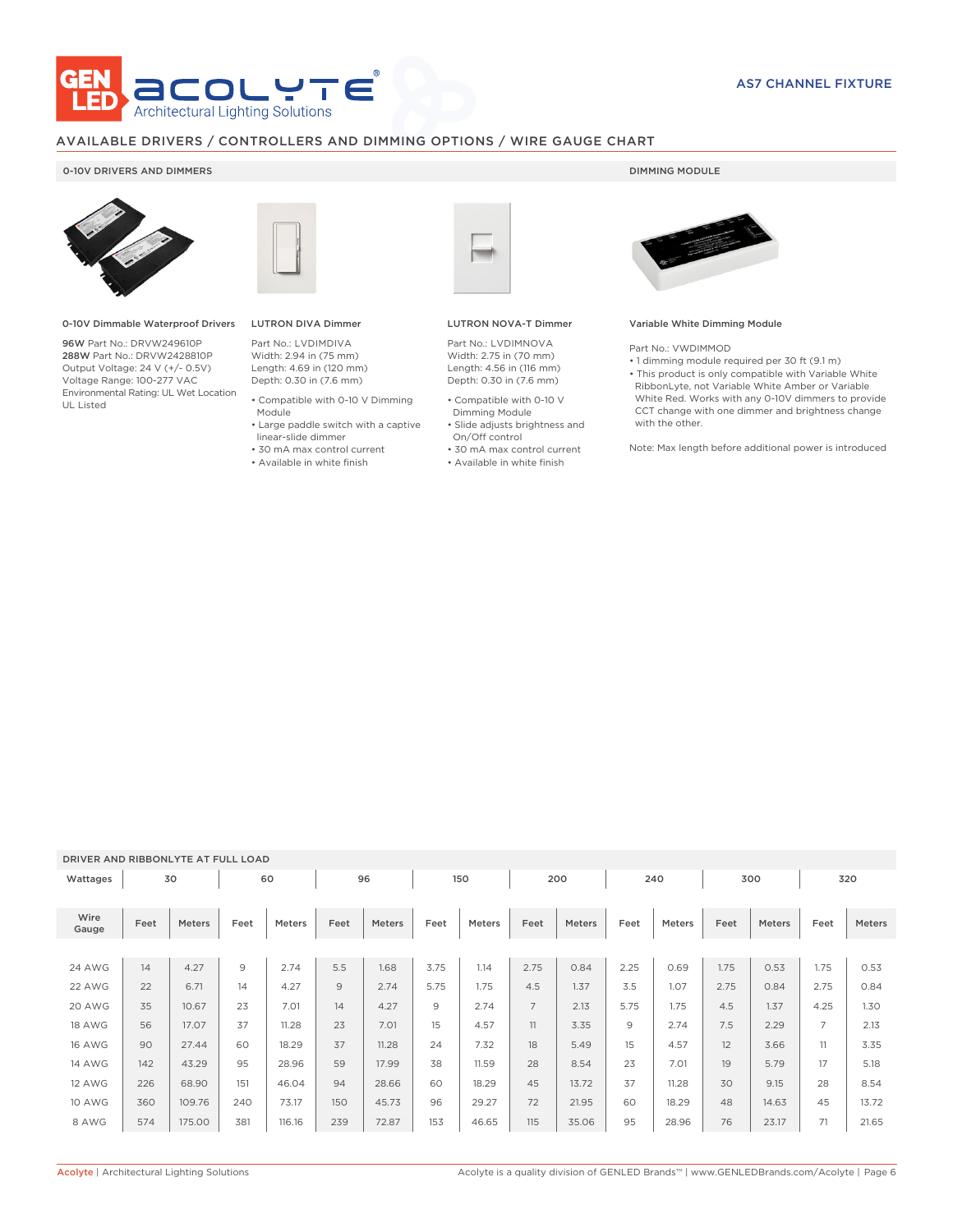AS7 CHANNEL FIXTURE

## AVAILABLE DRIVERS / CONTROLLERS AND DIMMING OPTIONS / WIRE GAUGE CHART

### 0-10V DRIVERS AND DIMMERS

**0-10V Dimmable Waterproof Drivers**

**96W** Part No.: DRVW249610P
**288W** Part No.: DRVW2428810P
Output Voltage: 24 V (+/- 0.5V)
Voltage Range: 100-277 VAC
Environmental Rating: UL Wet Location
UL Listed

**LUTRON DIVA Dimmer**

Part No.: LVDIMDIVA
Width: 2.94 in (75 mm)
Length: 4.69 in (120 mm)
Depth: 0.30 in (7.6 mm)

- Compatible with 0-10 V Dimming Module
- Large paddle switch with a captive linear-slide dimmer
- 30 mA max control current
- Available in white finish

**LUTRON NOVA-T Dimmer**

Part No.: LVDIMNOVA
Width: 2.75 in (70 mm)
Length: 4.56 in (116 mm)
Depth: 0.30 in (7.6 mm)

- Compatible with 0-10 V Dimming Module
- Slide adjusts brightness and On/Off control
- 30 mA max control current
- Available in white finish

### DIMMING MODULE

**Variable White Dimming Module**

Part No.: VWDIMMOD

- 1 dimming module required per 30 ft (9.1 m)
- This product is only compatible with Variable White RibbonLyte, not Variable White Amber or Variable White Red. Works with any 0-10V dimmers to provide CCT change with one dimmer and brightness change with the other.

Note: Max length before additional power is introduced

### DRIVER AND RIBBONLYTE AT FULL LOAD

| Wattages | 30 | | 60 | | 96 | | 150 | | 200 | | 240 | | 300 | | 320 | |
|---|---|---|---|---|---|---|---|---|---|---|---|---|---|---|---|---|
| Wire Gauge | Feet | Meters | Feet | Meters | Feet | Meters | Feet | Meters | Feet | Meters | Feet | Meters | Feet | Meters | Feet | Meters |
| 24 AWG | 14 | 4.27 | 9 | 2.74 | 5.5 | 1.68 | 3.75 | 1.14 | 2.75 | 0.84 | 2.25 | 0.69 | 1.75 | 0.53 | 1.75 | 0.53 |
| 22 AWG | 22 | 6.71 | 14 | 4.27 | 9 | 2.74 | 5.75 | 1.75 | 4.5 | 1.37 | 3.5 | 1.07 | 2.75 | 0.84 | 2.75 | 0.84 |
| 20 AWG | 35 | 10.67 | 23 | 7.01 | 14 | 4.27 | 9 | 2.74 | 7 | 2.13 | 5.75 | 1.75 | 4.5 | 1.37 | 4.25 | 1.30 |
| 18 AWG | 56 | 17.07 | 37 | 11.28 | 23 | 7.01 | 15 | 4.57 | 11 | 3.35 | 9 | 2.74 | 7.5 | 2.29 | 7 | 2.13 |
| 16 AWG | 90 | 27.44 | 60 | 18.29 | 37 | 11.28 | 24 | 7.32 | 18 | 5.49 | 15 | 4.57 | 12 | 3.66 | 11 | 3.35 |
| 14 AWG | 142 | 43.29 | 95 | 28.96 | 59 | 17.99 | 38 | 11.59 | 28 | 8.54 | 23 | 7.01 | 19 | 5.79 | 17 | 5.18 |
| 12 AWG | 226 | 68.90 | 151 | 46.04 | 94 | 28.66 | 60 | 18.29 | 45 | 13.72 | 37 | 11.28 | 30 | 9.15 | 28 | 8.54 |
| 10 AWG | 360 | 109.76 | 240 | 73.17 | 150 | 45.73 | 96 | 29.27 | 72 | 21.95 | 60 | 18.29 | 48 | 14.63 | 45 | 13.72 |
| 8 AWG | 574 | 175.00 | 381 | 116.16 | 239 | 72.87 | 153 | 46.65 | 115 | 35.06 | 95 | 28.96 | 76 | 23.17 | 71 | 21.65 |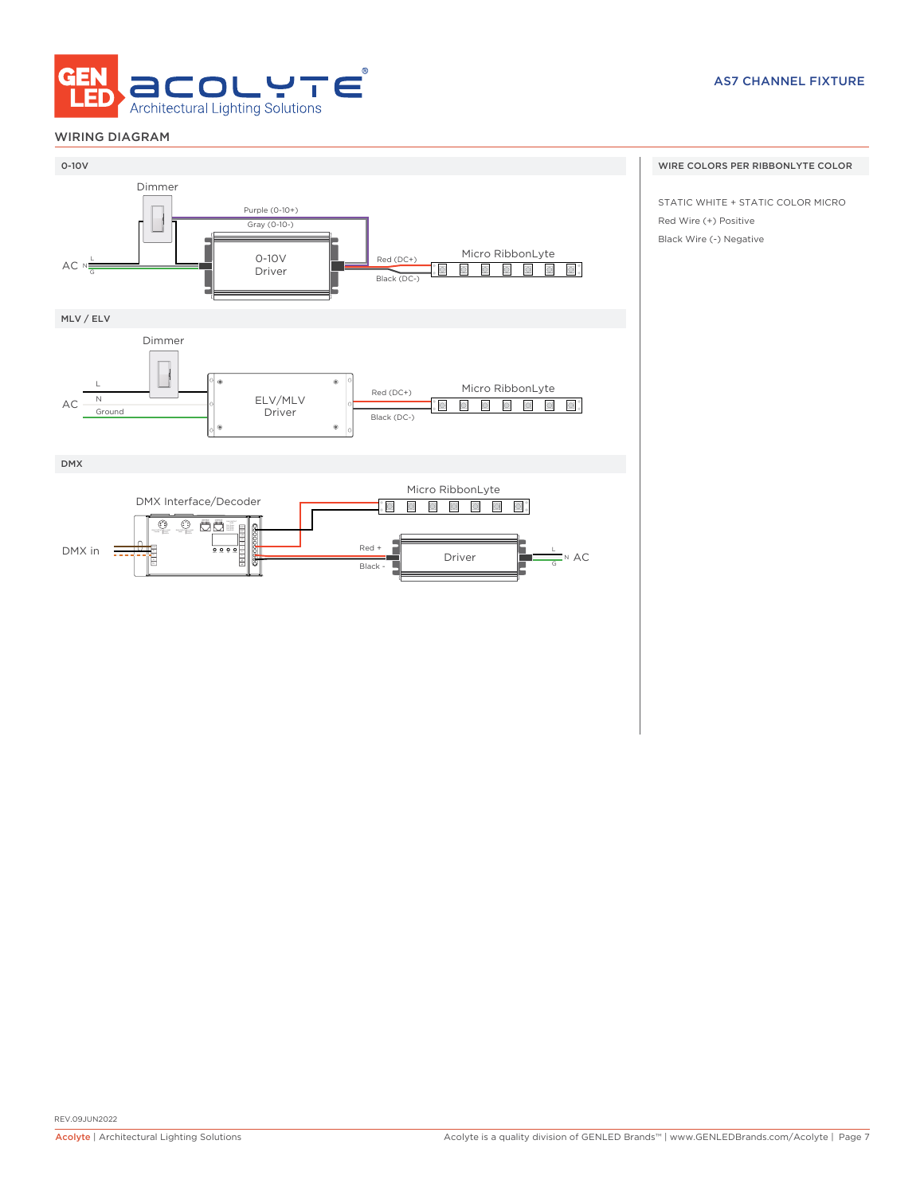# AS7 CHANNEL FIXTURE

## WIRING DIAGRAM

### 0-10V

Dimmer

Purple (0-10+)

Gray (0-10-)

AC L N G

0-10V Driver

Red (DC+)

Black (DC-)

Micro RibbonLyte

### MLV / ELV

Dimmer

AC L N Ground

ELV/MLV Driver

Red (DC+)

Black (DC-)

Micro RibbonLyte

### DMX

DMX Interface/Decoder

DMX in

Micro RibbonLyte

Red +

Black -

Driver

L N G AC

### WIRE COLORS PER RIBBONLYTE COLOR

STATIC WHITE + STATIC COLOR MICRO

Red Wire (+) Positive

Black Wire (-) Negative

REV.09JUN2022